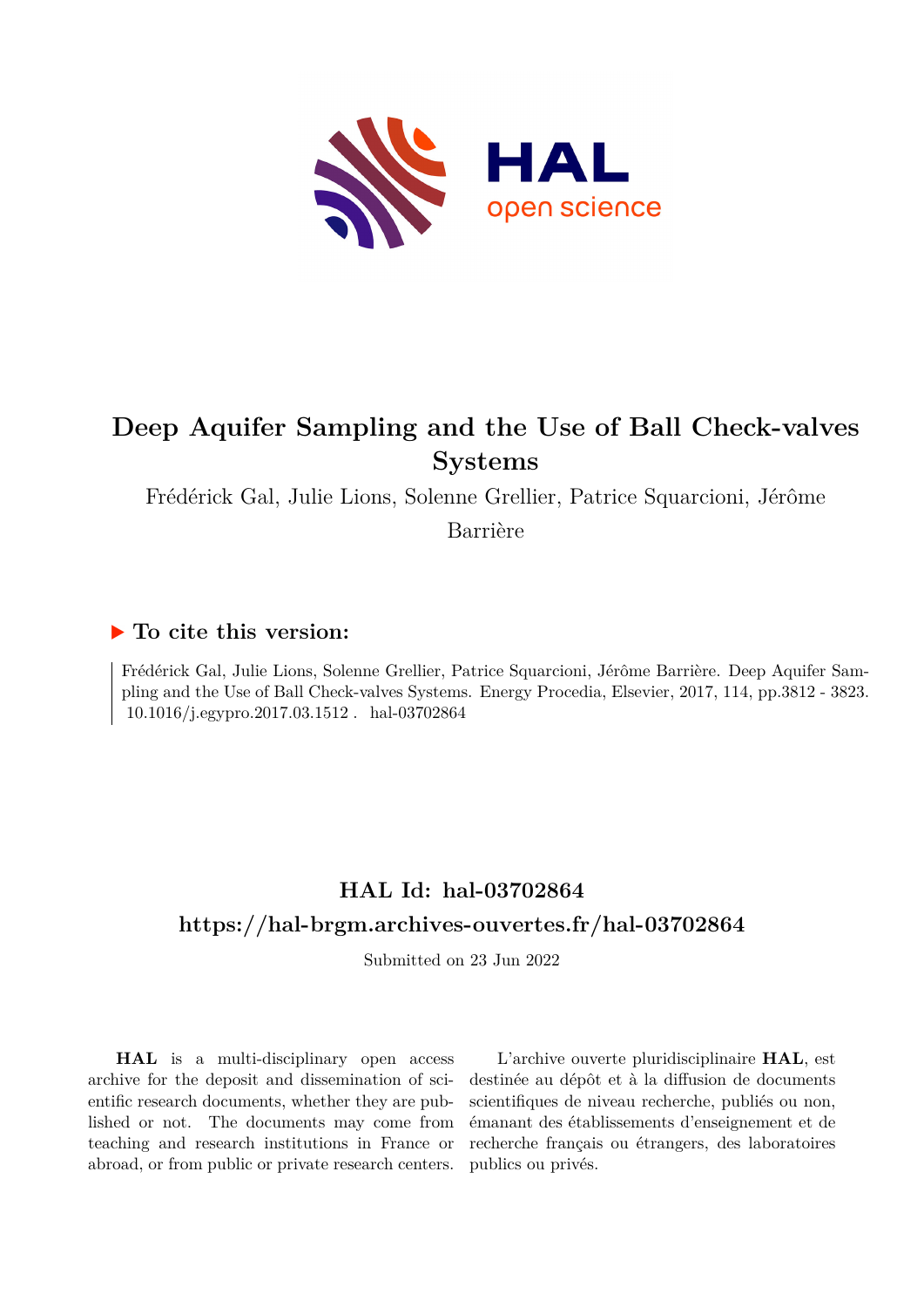# Deep Aquifer Sampling and the Use of Ball Check-valves Systems

Frédérick Gal, Julie Lions, Solenne Grellier, Patrice Squarcioni, Jérôme Barrière

## ▶ To cite this version:

Frédérick Gal, Julie Lions, Solenne Grellier, Patrice Squarcioni, Jérôme Barrière. Deep Aquifer Sampling and the Use of Ball Check-valves Systems. Energy Procedia, Elsevier, 2017, 114, pp.3812 - 3823. 10.1016/j.egypro.2017.03.1512 . hal-03702864

## HAL Id: hal-03702864

## https://hal-brgm.archives-ouvertes.fr/hal-03702864

Submitted on 23 Jun 2022

**HAL** is a multi-disciplinary open access archive for the deposit and dissemination of scientific research documents, whether they are published or not. The documents may come from teaching and research institutions in France or abroad, or from public or private research centers.

L'archive ouverte pluridisciplinaire **HAL**, est destinée au dépôt et à la diffusion de documents scientifiques de niveau recherche, publiés ou non, émanant des établissements d'enseignement et de recherche français ou étrangers, des laboratoires publics ou privés.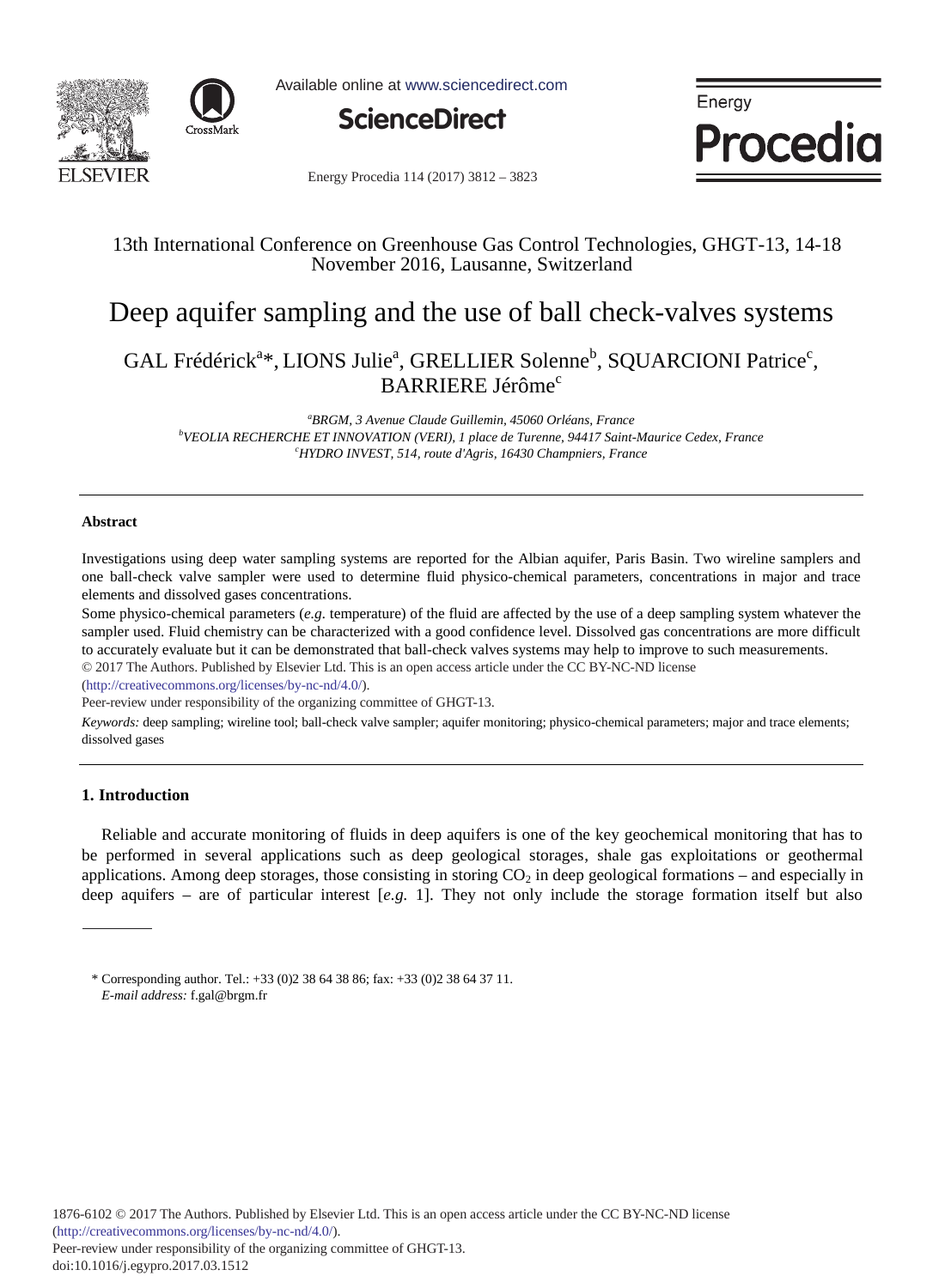# Deep aquifer sampling and the use of ball check-valves systems

GAL Frédérick[a]*, LIONS Julie[a], GRELLIER Solenne[b], SQUARCIONI Patrice[c], BARRIERE Jérôme[c]

[a]*BRGM, 3 Avenue Claude Guillemin, 45060 Orléans, France*
[b]*VEOLIA RECHERCHE ET INNOVATION (VERI), 1 place de Turenne, 94417 Saint-Maurice Cedex, France*
[c]*HYDRO INVEST, 514, route d'Agris, 16430 Champniers, France*

---

## Abstract

Investigations using deep water sampling systems are reported for the Albian aquifer, Paris Basin. Two wireline samplers and one ball-check valve sampler were used to determine fluid physico-chemical parameters, concentrations in major and trace elements and dissolved gases concentrations.

Some physico-chemical parameters (*e.g.* temperature) of the fluid are affected by the use of a deep sampling system whatever the sampler used. Fluid chemistry can be characterized with a good confidence level. Dissolved gas concentrations are more difficult to accurately evaluate but it can be demonstrated that ball-check valves systems may help to improve to such measurements.

© 2017 The Authors. Published by Elsevier Ltd. This is an open access article under the CC BY-NC-ND license (http://creativecommons.org/licenses/by-nc-nd/4.0/).

Peer-review under responsibility of the organizing committee of GHGT-13.

*Keywords:* deep sampling; wireline tool; ball-check valve sampler; aquifer monitoring; physico-chemical parameters; major and trace elements; dissolved gases

---

## 1. Introduction

Reliable and accurate monitoring of fluids in deep aquifers is one of the key geochemical monitoring that has to be performed in several applications such as deep geological storages, shale gas exploitations or geothermal applications. Among deep storages, those consisting in storing $CO_2$ in deep geological formations – and especially in deep aquifers – are of particular interest [*e.g.* 1]. They not only include the storage formation itself but also

---

\* Corresponding author. Tel.: +33 (0)2 38 64 38 86; fax: +33 (0)2 38 64 37 11.
*E-mail address:* f.gal@brgm.fr

1876-6102 © 2017 The Authors. Published by Elsevier Ltd. This is an open access article under the CC BY-NC-ND license (http://creativecommons.org/licenses/by-nc-nd/4.0/).
Peer-review under responsibility of the organizing committee of GHGT-13.
doi:10.1016/j.egypro.2017.03.1512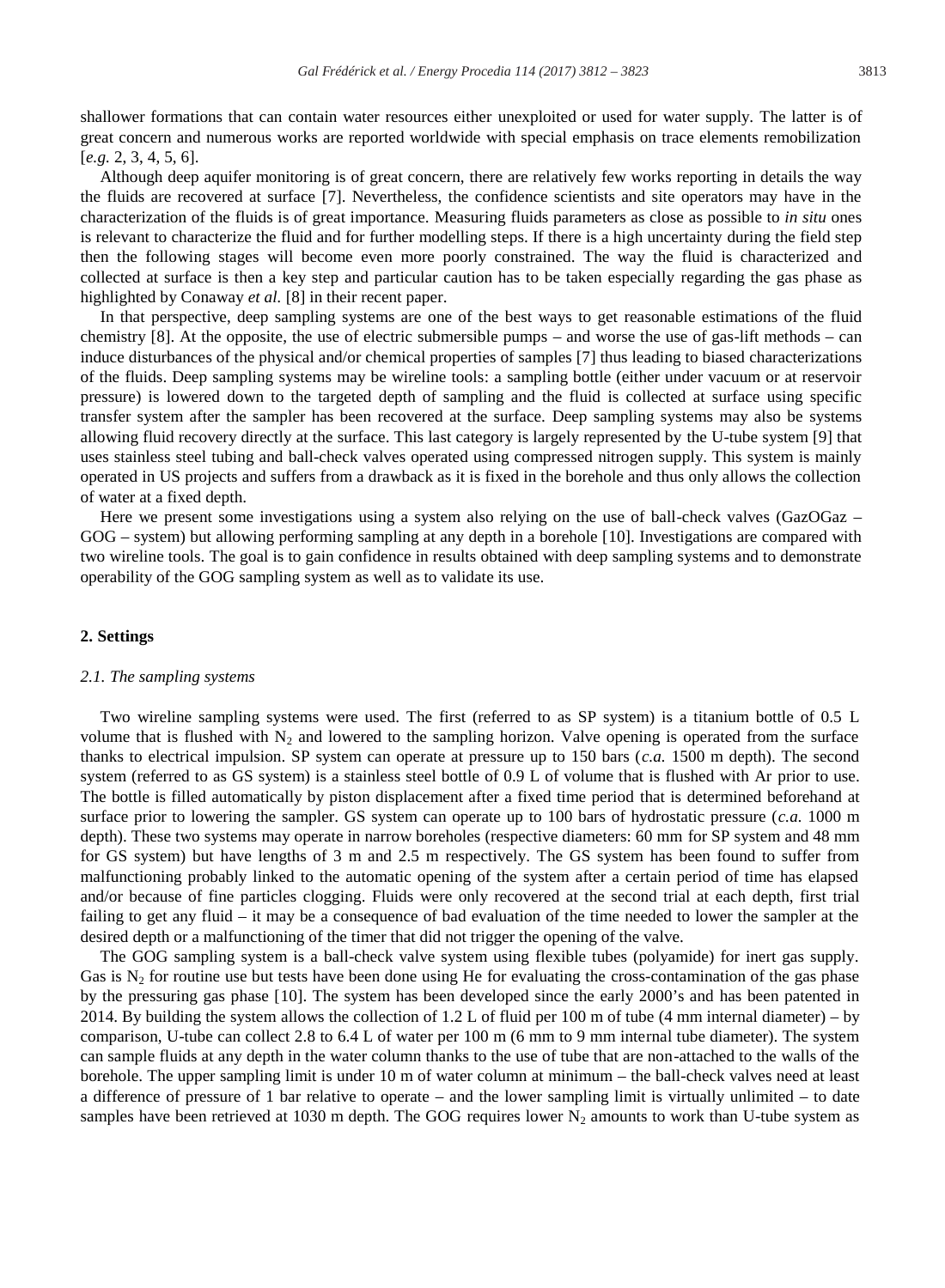shallower formations that can contain water resources either unexploited or used for water supply. The latter is of great concern and numerous works are reported worldwide with special emphasis on trace elements remobilization [*e.g.* 2, 3, 4, 5, 6].

Although deep aquifer monitoring is of great concern, there are relatively few works reporting in details the way the fluids are recovered at surface [7]. Nevertheless, the confidence scientists and site operators may have in the characterization of the fluids is of great importance. Measuring fluids parameters as close as possible to *in situ* ones is relevant to characterize the fluid and for further modelling steps. If there is a high uncertainty during the field step then the following stages will become even more poorly constrained. The way the fluid is characterized and collected at surface is then a key step and particular caution has to be taken especially regarding the gas phase as highlighted by Conaway *et al.* [8] in their recent paper.

In that perspective, deep sampling systems are one of the best ways to get reasonable estimations of the fluid chemistry [8]. At the opposite, the use of electric submersible pumps – and worse the use of gas-lift methods – can induce disturbances of the physical and/or chemical properties of samples [7] thus leading to biased characterizations of the fluids. Deep sampling systems may be wireline tools: a sampling bottle (either under vacuum or at reservoir pressure) is lowered down to the targeted depth of sampling and the fluid is collected at surface using specific transfer system after the sampler has been recovered at the surface. Deep sampling systems may also be systems allowing fluid recovery directly at the surface. This last category is largely represented by the U-tube system [9] that uses stainless steel tubing and ball-check valves operated using compressed nitrogen supply. This system is mainly operated in US projects and suffers from a drawback as it is fixed in the borehole and thus only allows the collection of water at a fixed depth.

Here we present some investigations using a system also relying on the use of ball-check valves (GazOGaz – GOG – system) but allowing performing sampling at any depth in a borehole [10]. Investigations are compared with two wireline tools. The goal is to gain confidence in results obtained with deep sampling systems and to demonstrate operability of the GOG sampling system as well as to validate its use.

## 2. Settings

### *2.1. The sampling systems*

Two wireline sampling systems were used. The first (referred to as SP system) is a titanium bottle of 0.5 L volume that is flushed with $N_2$ and lowered to the sampling horizon. Valve opening is operated from the surface thanks to electrical impulsion. SP system can operate at pressure up to 150 bars (*c.a.* 1500 m depth). The second system (referred to as GS system) is a stainless steel bottle of 0.9 L of volume that is flushed with Ar prior to use. The bottle is filled automatically by piston displacement after a fixed time period that is determined beforehand at surface prior to lowering the sampler. GS system can operate up to 100 bars of hydrostatic pressure (*c.a.* 1000 m depth). These two systems may operate in narrow boreholes (respective diameters: 60 mm for SP system and 48 mm for GS system) but have lengths of 3 m and 2.5 m respectively. The GS system has been found to suffer from malfunctioning probably linked to the automatic opening of the system after a certain period of time has elapsed and/or because of fine particles clogging. Fluids were only recovered at the second trial at each depth, first trial failing to get any fluid – it may be a consequence of bad evaluation of the time needed to lower the sampler at the desired depth or a malfunctioning of the timer that did not trigger the opening of the valve.

The GOG sampling system is a ball-check valve system using flexible tubes (polyamide) for inert gas supply. Gas is $N_2$ for routine use but tests have been done using He for evaluating the cross-contamination of the gas phase by the pressuring gas phase [10]. The system has been developed since the early 2000's and has been patented in 2014. By building the system allows the collection of 1.2 L of fluid per 100 m of tube (4 mm internal diameter) – by comparison, U-tube can collect 2.8 to 6.4 L of water per 100 m (6 mm to 9 mm internal tube diameter). The system can sample fluids at any depth in the water column thanks to the use of tube that are non-attached to the walls of the borehole. The upper sampling limit is under 10 m of water column at minimum – the ball-check valves need at least a difference of pressure of 1 bar relative to operate – and the lower sampling limit is virtually unlimited – to date samples have been retrieved at 1030 m depth. The GOG requires lower $N_2$ amounts to work than U-tube system as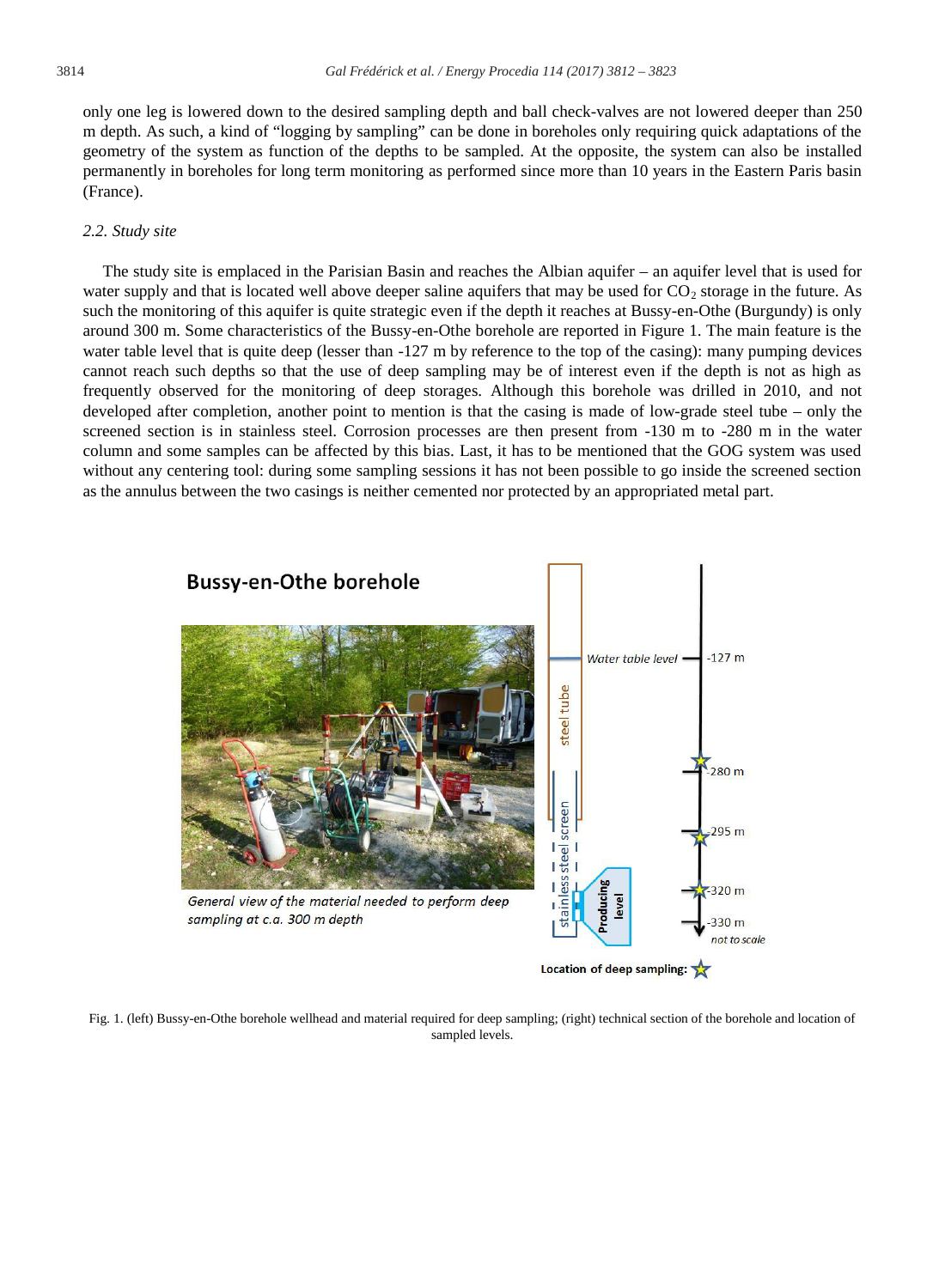only one leg is lowered down to the desired sampling depth and ball check-valves are not lowered deeper than 250 m depth. As such, a kind of "logging by sampling" can be done in boreholes only requiring quick adaptations of the geometry of the system as function of the depths to be sampled. At the opposite, the system can also be installed permanently in boreholes for long term monitoring as performed since more than 10 years in the Eastern Paris basin (France).

### *2.2. Study site*

The study site is emplaced in the Parisian Basin and reaches the Albian aquifer – an aquifer level that is used for water supply and that is located well above deeper saline aquifers that may be used for $CO_2$ storage in the future. As such the monitoring of this aquifer is quite strategic even if the depth it reaches at Bussy-en-Othe (Burgundy) is only around 300 m. Some characteristics of the Bussy-en-Othe borehole are reported in Figure 1. The main feature is the water table level that is quite deep (lesser than -127 m by reference to the top of the casing): many pumping devices cannot reach such depths so that the use of deep sampling may be of interest even if the depth is not as high as frequently observed for the monitoring of deep storages. Although this borehole was drilled in 2010, and not developed after completion, another point to mention is that the casing is made of low-grade steel tube – only the screened section is in stainless steel. Corrosion processes are then present from -130 m to -280 m in the water column and some samples can be affected by this bias. Last, it has to be mentioned that the GOG system was used without any centering tool: during some sampling sessions it has not been possible to go inside the screened section as the annulus between the two casings is neither cemented nor protected by an appropriated metal part.

Fig. 1. (left) Bussy-en-Othe borehole wellhead and material required for deep sampling; (right) technical section of the borehole and location of sampled levels.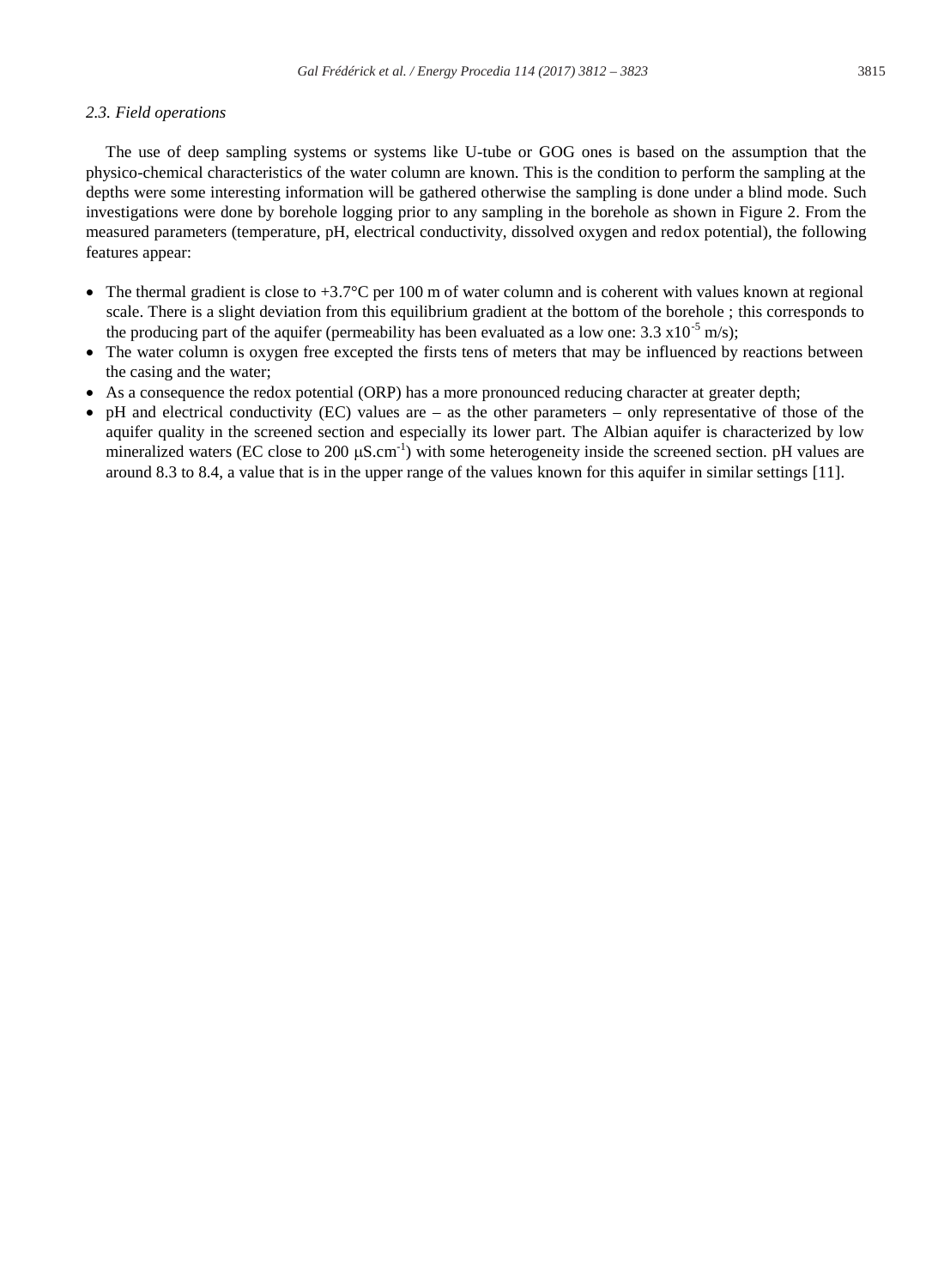### *2.3. Field operations*

The use of deep sampling systems or systems like U-tube or GOG ones is based on the assumption that the physico-chemical characteristics of the water column are known. This is the condition to perform the sampling at the depths were some interesting information will be gathered otherwise the sampling is done under a blind mode. Such investigations were done by borehole logging prior to any sampling in the borehole as shown in Figure 2. From the measured parameters (temperature, pH, electrical conductivity, dissolved oxygen and redox potential), the following features appear:

- The thermal gradient is close to +3.7°C per 100 m of water column and is coherent with values known at regional scale. There is a slight deviation from this equilibrium gradient at the bottom of the borehole ; this corresponds to the producing part of the aquifer (permeability has been evaluated as a low one: $3.3 \times 10^{-5}$ m/s);
- The water column is oxygen free excepted the firsts tens of meters that may be influenced by reactions between the casing and the water;
- As a consequence the redox potential (ORP) has a more pronounced reducing character at greater depth;
- pH and electrical conductivity (EC) values are – as the other parameters – only representative of those of the aquifer quality in the screened section and especially its lower part. The Albian aquifer is characterized by low mineralized waters (EC close to 200 $\mu S.cm^{-1}$) with some heterogeneity inside the screened section. pH values are around 8.3 to 8.4, a value that is in the upper range of the values known for this aquifer in similar settings [11].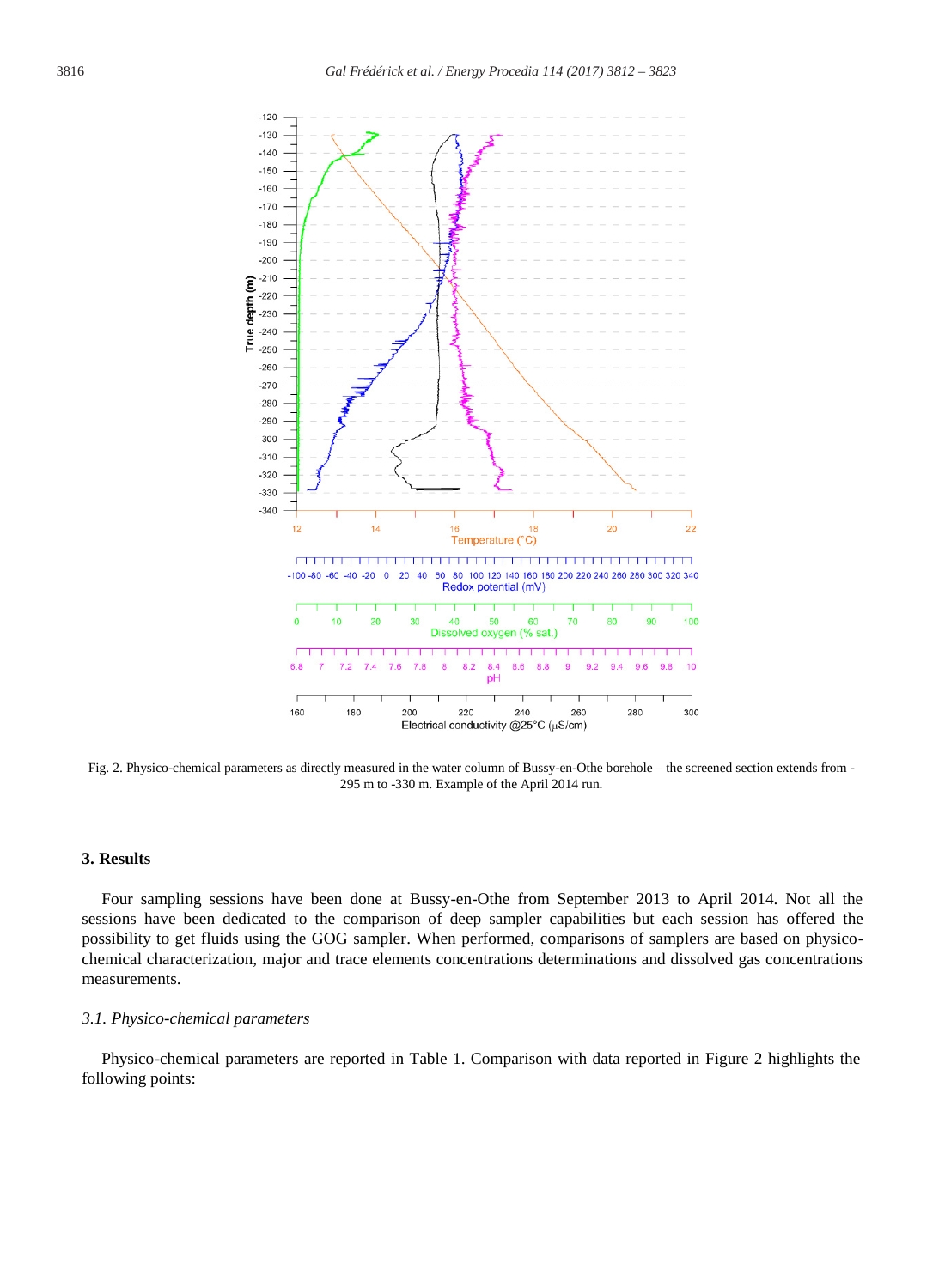Fig. 2. Physico-chemical parameters as directly measured in the water column of Bussy-en-Othe borehole – the screened section extends from -295 m to -330 m. Example of the April 2014 run.

## 3. Results

Four sampling sessions have been done at Bussy-en-Othe from September 2013 to April 2014. Not all the sessions have been dedicated to the comparison of deep sampler capabilities but each session has offered the possibility to get fluids using the GOG sampler. When performed, comparisons of samplers are based on physico-chemical characterization, major and trace elements concentrations determinations and dissolved gas concentrations measurements.

### *3.1. Physico-chemical parameters*

Physico-chemical parameters are reported in Table 1. Comparison with data reported in Figure 2 highlights the following points: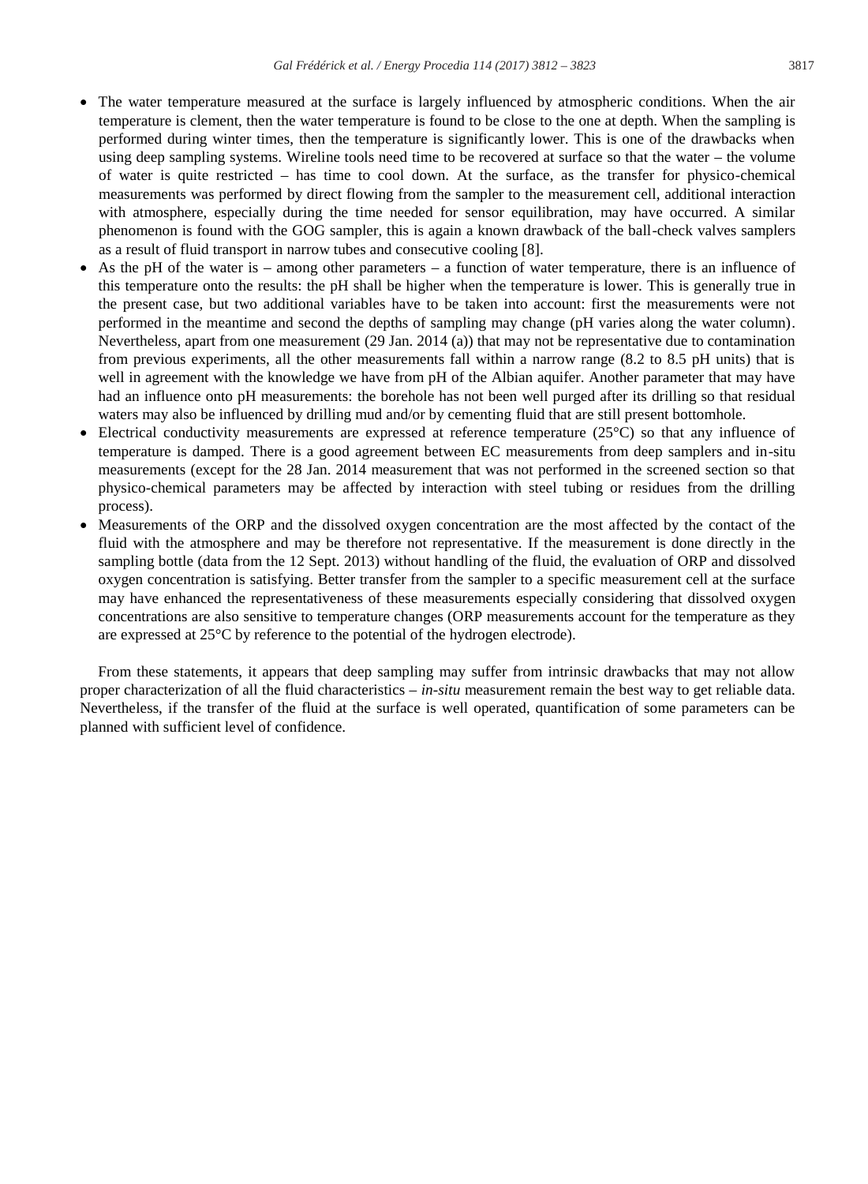- The water temperature measured at the surface is largely influenced by atmospheric conditions. When the air temperature is clement, then the water temperature is found to be close to the one at depth. When the sampling is performed during winter times, then the temperature is significantly lower. This is one of the drawbacks when using deep sampling systems. Wireline tools need time to be recovered at surface so that the water – the volume of water is quite restricted – has time to cool down. At the surface, as the transfer for physico-chemical measurements was performed by direct flowing from the sampler to the measurement cell, additional interaction with atmosphere, especially during the time needed for sensor equilibration, may have occurred. A similar phenomenon is found with the GOG sampler, this is again a known drawback of the ball-check valves samplers as a result of fluid transport in narrow tubes and consecutive cooling [8].
- As the pH of the water is – among other parameters – a function of water temperature, there is an influence of this temperature onto the results: the pH shall be higher when the temperature is lower. This is generally true in the present case, but two additional variables have to be taken into account: first the measurements were not performed in the meantime and second the depths of sampling may change (pH varies along the water column). Nevertheless, apart from one measurement (29 Jan. 2014 (a)) that may not be representative due to contamination from previous experiments, all the other measurements fall within a narrow range (8.2 to 8.5 pH units) that is well in agreement with the knowledge we have from pH of the Albian aquifer. Another parameter that may have had an influence onto pH measurements: the borehole has not been well purged after its drilling so that residual waters may also be influenced by drilling mud and/or by cementing fluid that are still present bottomhole.
- Electrical conductivity measurements are expressed at reference temperature (25°C) so that any influence of temperature is damped. There is a good agreement between EC measurements from deep samplers and in-situ measurements (except for the 28 Jan. 2014 measurement that was not performed in the screened section so that physico-chemical parameters may be affected by interaction with steel tubing or residues from the drilling process).
- Measurements of the ORP and the dissolved oxygen concentration are the most affected by the contact of the fluid with the atmosphere and may be therefore not representative. If the measurement is done directly in the sampling bottle (data from the 12 Sept. 2013) without handling of the fluid, the evaluation of ORP and dissolved oxygen concentration is satisfying. Better transfer from the sampler to a specific measurement cell at the surface may have enhanced the representativeness of these measurements especially considering that dissolved oxygen concentrations are also sensitive to temperature changes (ORP measurements account for the temperature as they are expressed at 25°C by reference to the potential of the hydrogen electrode).

From these statements, it appears that deep sampling may suffer from intrinsic drawbacks that may not allow proper characterization of all the fluid characteristics – *in-situ* measurement remain the best way to get reliable data. Nevertheless, if the transfer of the fluid at the surface is well operated, quantification of some parameters can be planned with sufficient level of confidence.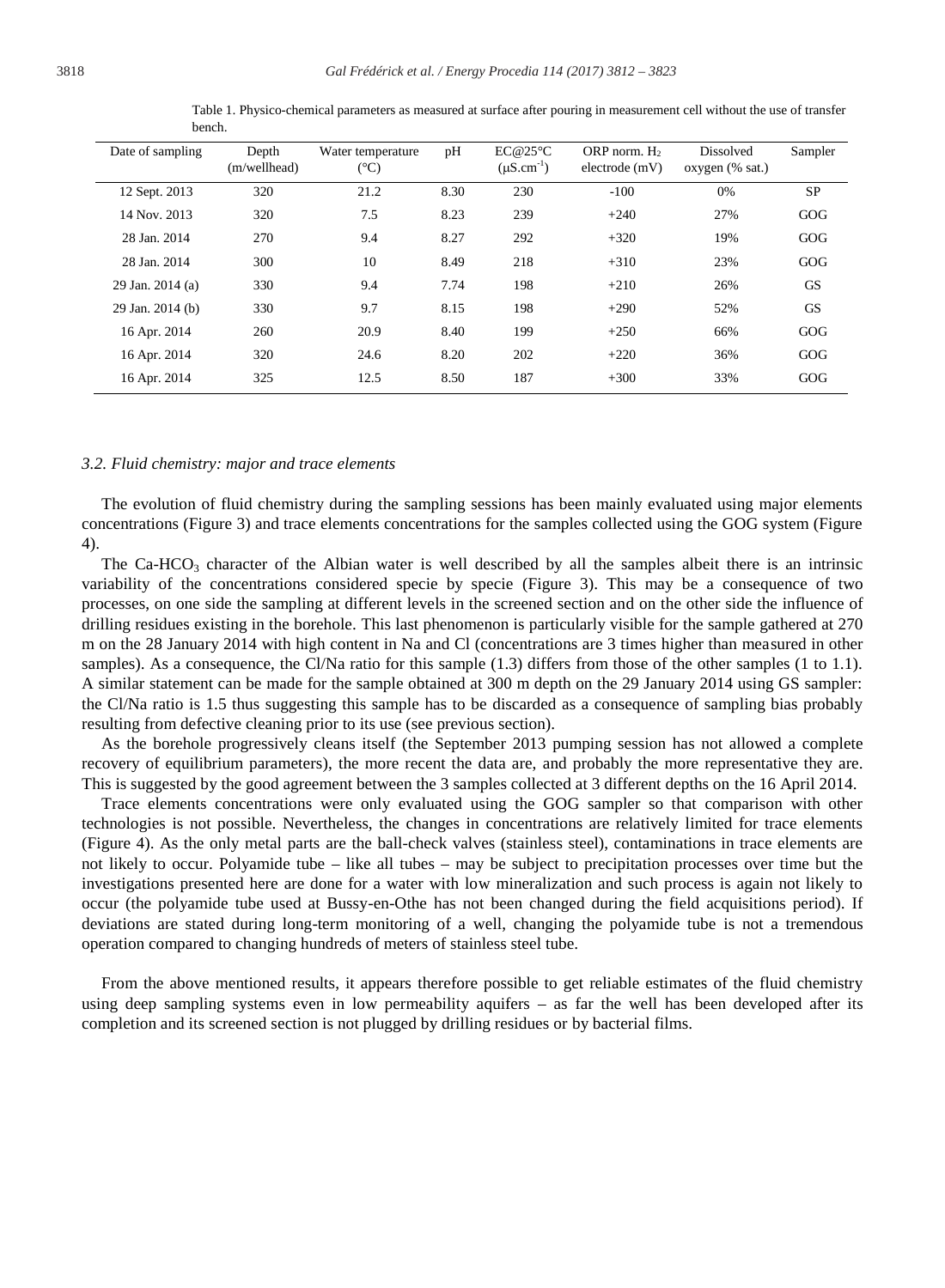Table 1. Physico-chemical parameters as measured at surface after pouring in measurement cell without the use of transfer bench.

| Date of sampling | Depth (m/wellhead) | Water temperature (°C) | pH | EC@25°C ($\mu S.cm^{-1}$) | ORP norm. $H_2$ electrode (mV) | Dissolved oxygen (% sat.) | Sampler |
|---|---|---|---|---|---|---|---|
| 12 Sept. 2013 | 320 | 21.2 | 8.30 | 230 | -100 | 0% | SP |
| 14 Nov. 2013 | 320 | 7.5 | 8.23 | 239 | +240 | 27% | GOG |
| 28 Jan. 2014 | 270 | 9.4 | 8.27 | 292 | +320 | 19% | GOG |
| 28 Jan. 2014 | 300 | 10 | 8.49 | 218 | +310 | 23% | GOG |
| 29 Jan. 2014 (a) | 330 | 9.4 | 7.74 | 198 | +210 | 26% | GS |
| 29 Jan. 2014 (b) | 330 | 9.7 | 8.15 | 198 | +290 | 52% | GS |
| 16 Apr. 2014 | 260 | 20.9 | 8.40 | 199 | +250 | 66% | GOG |
| 16 Apr. 2014 | 320 | 24.6 | 8.20 | 202 | +220 | 36% | GOG |
| 16 Apr. 2014 | 325 | 12.5 | 8.50 | 187 | +300 | 33% | GOG |

### *3.2. Fluid chemistry: major and trace elements*

The evolution of fluid chemistry during the sampling sessions has been mainly evaluated using major elements concentrations (Figure 3) and trace elements concentrations for the samples collected using the GOG system (Figure 4).

The Ca-$HCO_3$ character of the Albian water is well described by all the samples albeit there is an intrinsic variability of the concentrations considered specie by specie (Figure 3). This may be a consequence of two processes, on one side the sampling at different levels in the screened section and on the other side the influence of drilling residues existing in the borehole. This last phenomenon is particularly visible for the sample gathered at 270 m on the 28 January 2014 with high content in Na and Cl (concentrations are 3 times higher than measured in other samples). As a consequence, the Cl/Na ratio for this sample (1.3) differs from those of the other samples (1 to 1.1). A similar statement can be made for the sample obtained at 300 m depth on the 29 January 2014 using GS sampler: the Cl/Na ratio is 1.5 thus suggesting this sample has to be discarded as a consequence of sampling bias probably resulting from defective cleaning prior to its use (see previous section).

As the borehole progressively cleans itself (the September 2013 pumping session has not allowed a complete recovery of equilibrium parameters), the more recent the data are, and probably the more representative they are. This is suggested by the good agreement between the 3 samples collected at 3 different depths on the 16 April 2014.

Trace elements concentrations were only evaluated using the GOG sampler so that comparison with other technologies is not possible. Nevertheless, the changes in concentrations are relatively limited for trace elements (Figure 4). As the only metal parts are the ball-check valves (stainless steel), contaminations in trace elements are not likely to occur. Polyamide tube – like all tubes – may be subject to precipitation processes over time but the investigations presented here are done for a water with low mineralization and such process is again not likely to occur (the polyamide tube used at Bussy-en-Othe has not been changed during the field acquisitions period). If deviations are stated during long-term monitoring of a well, changing the polyamide tube is not a tremendous operation compared to changing hundreds of meters of stainless steel tube.

From the above mentioned results, it appears therefore possible to get reliable estimates of the fluid chemistry using deep sampling systems even in low permeability aquifers – as far the well has been developed after its completion and its screened section is not plugged by drilling residues or by bacterial films.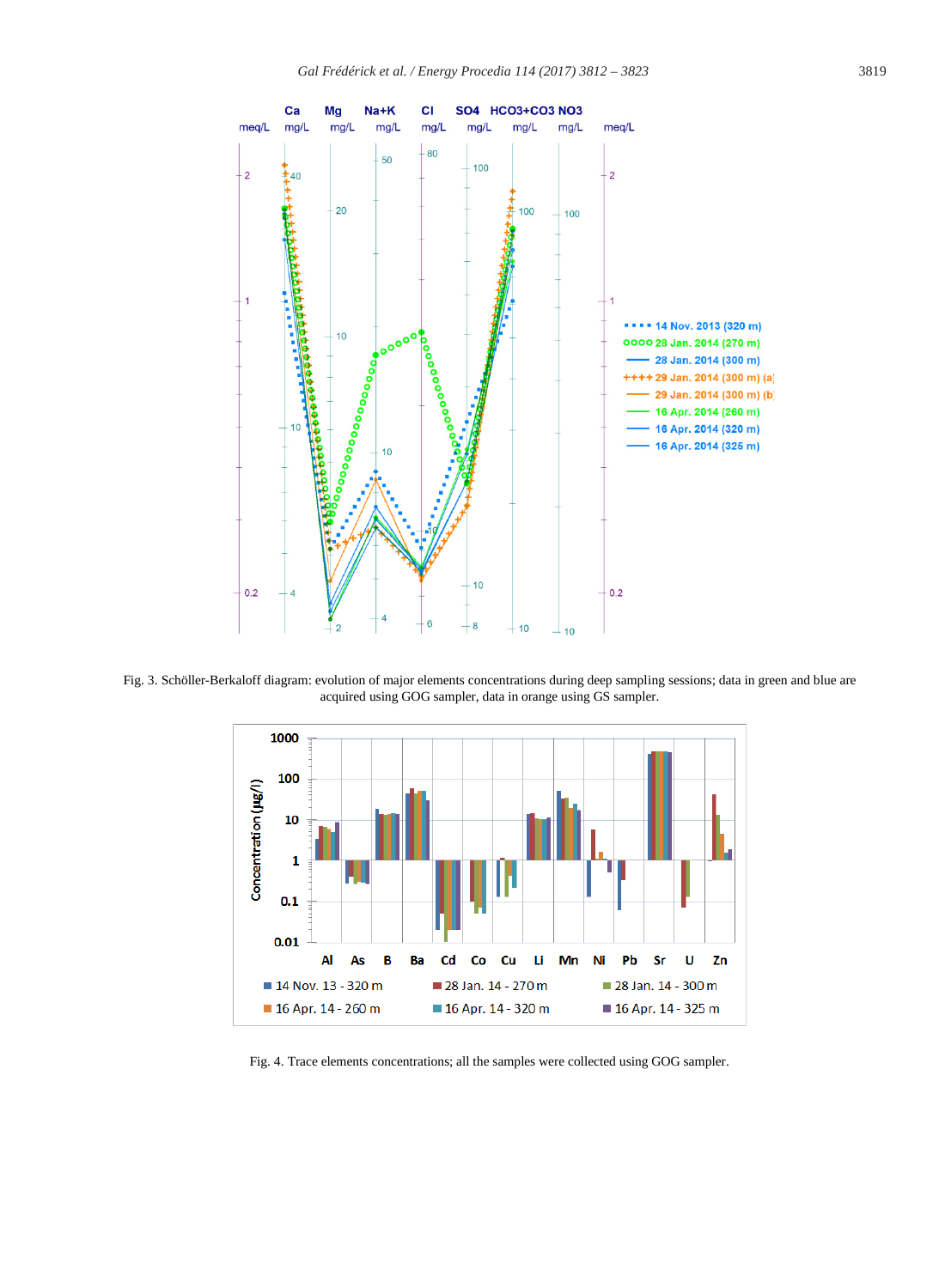Fig. 3. Schöller-Berkaloff diagram: evolution of major elements concentrations during deep sampling sessions; data in green and blue are acquired using GOG sampler, data in orange using GS sampler.

Fig. 4. Trace elements concentrations; all the samples were collected using GOG sampler.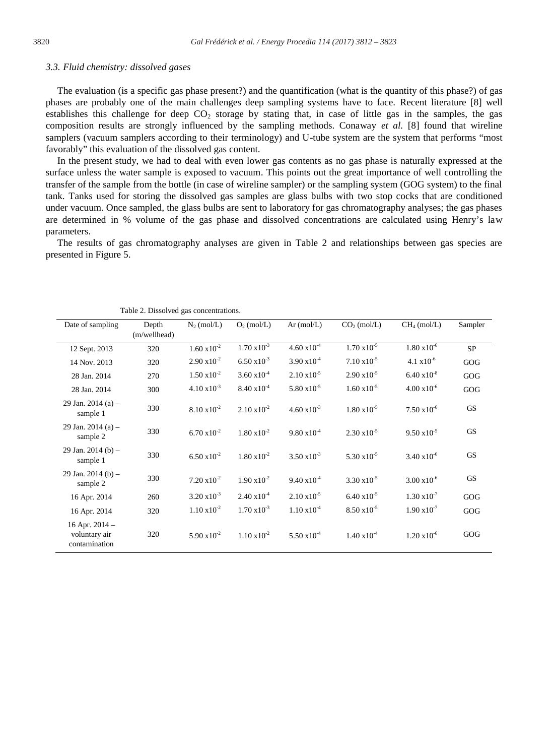### 3.3. Fluid chemistry: dissolved gases

The evaluation (is a specific gas phase present?) and the quantification (what is the quantity of this phase?) of gas phases are probably one of the main challenges deep sampling systems have to face. Recent literature [8] well establishes this challenge for deep $CO_2$ storage by stating that, in case of little gas in the samples, the gas composition results are strongly influenced by the sampling methods. Conaway *et al.* [8] found that wireline samplers (vacuum samplers according to their terminology) and U-tube system are the system that performs "most favorably" this evaluation of the dissolved gas content.

In the present study, we had to deal with even lower gas contents as no gas phase is naturally expressed at the surface unless the water sample is exposed to vacuum. This points out the great importance of well controlling the transfer of the sample from the bottle (in case of wireline sampler) or the sampling system (GOG system) to the final tank. Tanks used for storing the dissolved gas samples are glass bulbs with two stop cocks that are conditioned under vacuum. Once sampled, the glass bulbs are sent to laboratory for gas chromatography analyses; the gas phases are determined in % volume of the gas phase and dissolved concentrations are calculated using Henry's law parameters.

The results of gas chromatography analyses are given in Table 2 and relationships between gas species are presented in Figure 5.

Table 2. Dissolved gas concentrations.

| Date of sampling | Depth (m/wellhead) | $N_2$ (mol/L) | $O_2$ (mol/L) | Ar (mol/L) | $CO_2$ (mol/L) | $CH_4$ (mol/L) | Sampler |
|---|---|---|---|---|---|---|---|
| 12 Sept. 2013 | 320 | $1.60 \times 10^{-2}$ | $1.70 \times 10^{-3}$ | $4.60 \times 10^{-4}$ | $1.70 \times 10^{-5}$ | $1.80 \times 10^{-6}$ | SP |
| 14 Nov. 2013 | 320 | $2.90 \times 10^{-2}$ | $6.50 \times 10^{-3}$ | $3.90 \times 10^{-4}$ | $7.10 \times 10^{-5}$ | $4.1 \times 10^{-6}$ | GOG |
| 28 Jan. 2014 | 270 | $1.50 \times 10^{-2}$ | $3.60 \times 10^{-4}$ | $2.10 \times 10^{-5}$ | $2.90 \times 10^{-5}$ | $6.40 \times 10^{-8}$ | GOG |
| 28 Jan. 2014 | 300 | $4.10 \times 10^{-3}$ | $8.40 \times 10^{-4}$ | $5.80 \times 10^{-5}$ | $1.60 \times 10^{-5}$ | $4.00 \times 10^{-6}$ | GOG |
| 29 Jan. 2014 (a) – sample 1 | 330 | $8.10 \times 10^{-2}$ | $2.10 \times 10^{-2}$ | $4.60 \times 10^{-3}$ | $1.80 \times 10^{-5}$ | $7.50 \times 10^{-6}$ | GS |
| 29 Jan. 2014 (a) – sample 2 | 330 | $6.70 \times 10^{-2}$ | $1.80 \times 10^{-2}$ | $9.80 \times 10^{-4}$ | $2.30 \times 10^{-5}$ | $9.50 \times 10^{-5}$ | GS |
| 29 Jan. 2014 (b) – sample 1 | 330 | $6.50 \times 10^{-2}$ | $1.80 \times 10^{-2}$ | $3.50 \times 10^{-3}$ | $5.30 \times 10^{-5}$ | $3.40 \times 10^{-6}$ | GS |
| 29 Jan. 2014 (b) – sample 2 | 330 | $7.20 \times 10^{-2}$ | $1.90 \times 10^{-2}$ | $9.40 \times 10^{-4}$ | $3.30 \times 10^{-5}$ | $3.00 \times 10^{-6}$ | GS |
| 16 Apr. 2014 | 260 | $3.20 \times 10^{-3}$ | $2.40 \times 10^{-4}$ | $2.10 \times 10^{-5}$ | $6.40 \times 10^{-5}$ | $1.30 \times 10^{-7}$ | GOG |
| 16 Apr. 2014 | 320 | $1.10 \times 10^{-2}$ | $1.70 \times 10^{-3}$ | $1.10 \times 10^{-4}$ | $8.50 \times 10^{-5}$ | $1.90 \times 10^{-7}$ | GOG |
| 16 Apr. 2014 – voluntary air contamination | 320 | $5.90 \times 10^{-2}$ | $1.10 \times 10^{-2}$ | $5.50 \times 10^{-4}$ | $1.40 \times 10^{-4}$ | $1.20 \times 10^{-6}$ | GOG |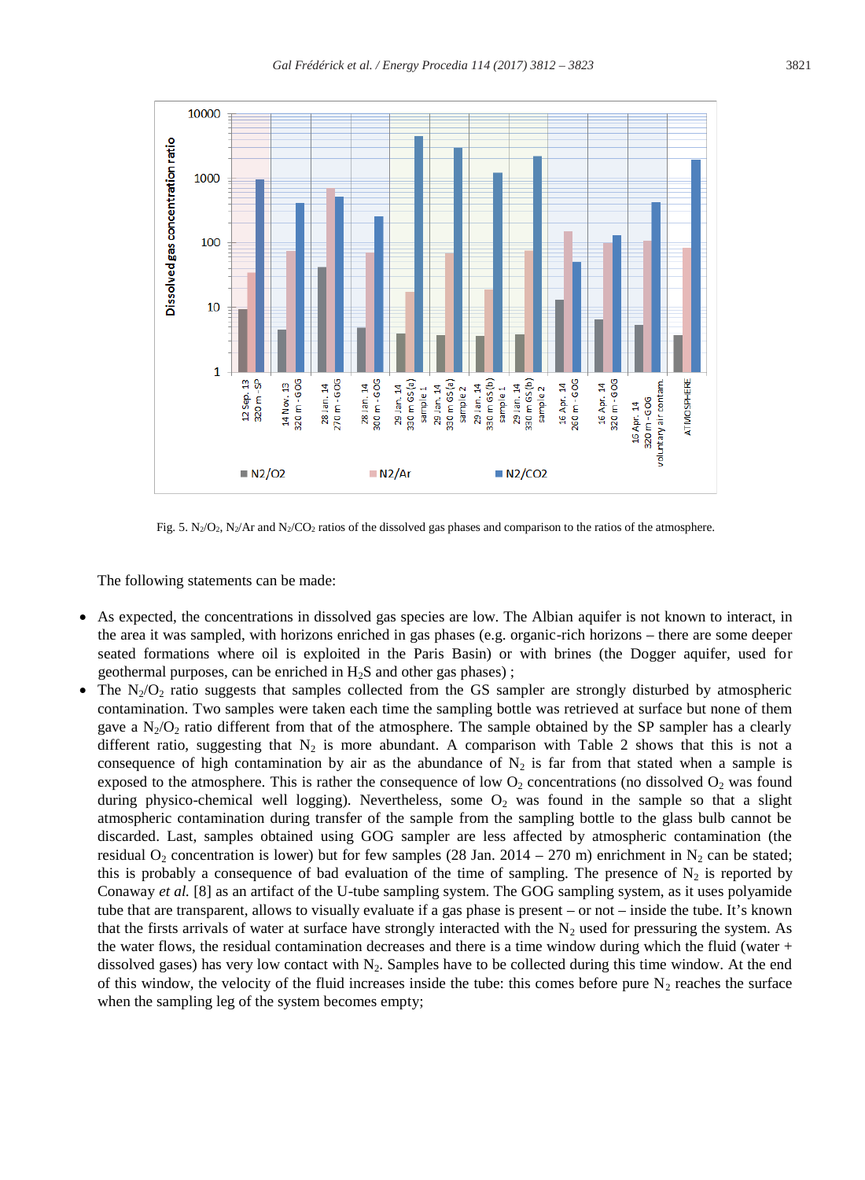Fig. 5. $N_2/O_2$, $N_2/Ar$ and $N_2/CO_2$ ratios of the dissolved gas phases and comparison to the ratios of the atmosphere.

The following statements can be made:

- As expected, the concentrations in dissolved gas species are low. The Albian aquifer is not known to interact, in the area it was sampled, with horizons enriched in gas phases (e.g. organic-rich horizons – there are some deeper seated formations where oil is exploited in the Paris Basin) or with brines (the Dogger aquifer, used for geothermal purposes, can be enriched in $H_2S$ and other gas phases) ;
- The $N_2/O_2$ ratio suggests that samples collected from the GS sampler are strongly disturbed by atmospheric contamination. Two samples were taken each time the sampling bottle was retrieved at surface but none of them gave a $N_2/O_2$ ratio different from that of the atmosphere. The sample obtained by the SP sampler has a clearly different ratio, suggesting that $N_2$ is more abundant. A comparison with Table 2 shows that this is not a consequence of high contamination by air as the abundance of $N_2$ is far from that stated when a sample is exposed to the atmosphere. This is rather the consequence of low $O_2$ concentrations (no dissolved $O_2$ was found during physico-chemical well logging). Nevertheless, some $O_2$ was found in the sample so that a slight atmospheric contamination during transfer of the sample from the sampling bottle to the glass bulb cannot be discarded. Last, samples obtained using GOG sampler are less affected by atmospheric contamination (the residual $O_2$ concentration is lower) but for few samples (28 Jan. 2014 – 270 m) enrichment in $N_2$ can be stated; this is probably a consequence of bad evaluation of the time of sampling. The presence of $N_2$ is reported by Conaway *et al.* [8] as an artifact of the U-tube sampling system. The GOG sampling system, as it uses polyamide tube that are transparent, allows to visually evaluate if a gas phase is present – or not – inside the tube. It's known that the firsts arrivals of water at surface have strongly interacted with the $N_2$ used for pressuring the system. As the water flows, the residual contamination decreases and there is a time window during which the fluid (water + dissolved gases) has very low contact with $N_2$. Samples have to be collected during this time window. At the end of this window, the velocity of the fluid increases inside the tube: this comes before pure $N_2$ reaches the surface when the sampling leg of the system becomes empty;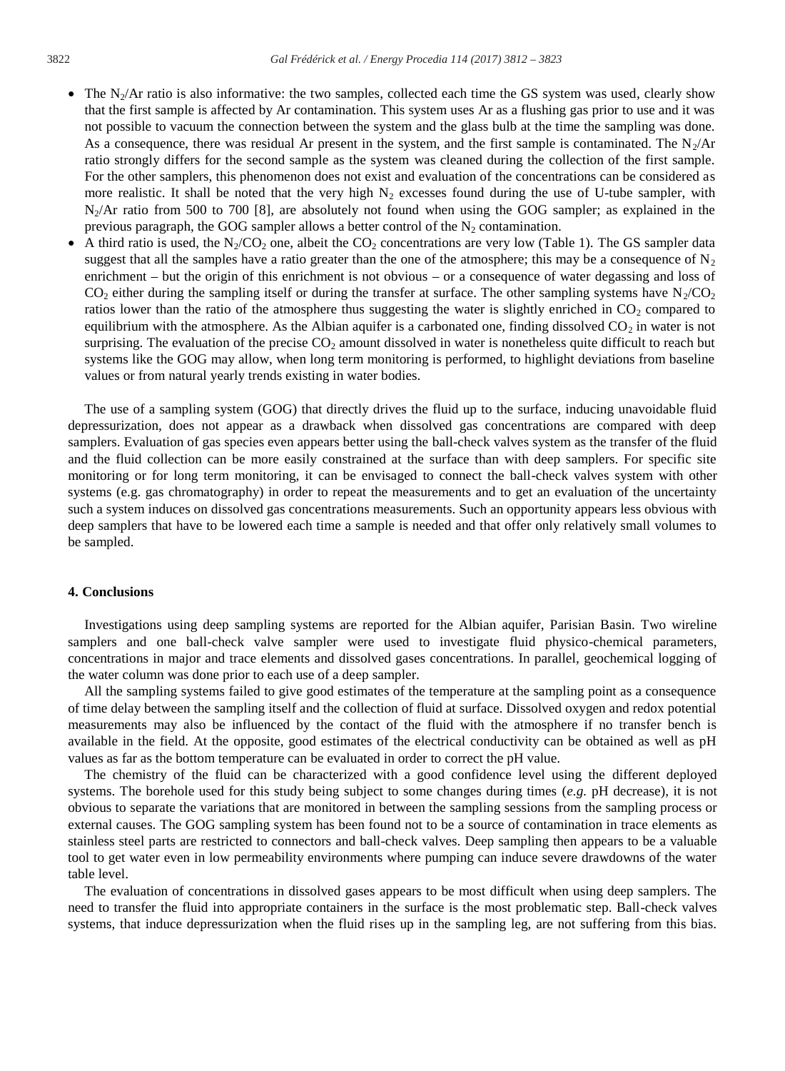- The $N_2$/Ar ratio is also informative: the two samples, collected each time the GS system was used, clearly show that the first sample is affected by Ar contamination. This system uses Ar as a flushing gas prior to use and it was not possible to vacuum the connection between the system and the glass bulb at the time the sampling was done. As a consequence, there was residual Ar present in the system, and the first sample is contaminated. The $N_2$/Ar ratio strongly differs for the second sample as the system was cleaned during the collection of the first sample. For the other samplers, this phenomenon does not exist and evaluation of the concentrations can be considered as more realistic. It shall be noted that the very high $N_2$ excesses found during the use of U-tube sampler, with $N_2$/Ar ratio from 500 to 700 [8], are absolutely not found when using the GOG sampler; as explained in the previous paragraph, the GOG sampler allows a better control of the $N_2$ contamination.
- A third ratio is used, the $N_2/CO_2$ one, albeit the $CO_2$ concentrations are very low (Table 1). The GS sampler data suggest that all the samples have a ratio greater than the one of the atmosphere; this may be a consequence of $N_2$ enrichment – but the origin of this enrichment is not obvious – or a consequence of water degassing and loss of $CO_2$ either during the sampling itself or during the transfer at surface. The other sampling systems have $N_2/CO_2$ ratios lower than the ratio of the atmosphere thus suggesting the water is slightly enriched in $CO_2$ compared to equilibrium with the atmosphere. As the Albian aquifer is a carbonated one, finding dissolved $CO_2$ in water is not surprising. The evaluation of the precise $CO_2$ amount dissolved in water is nonetheless quite difficult to reach but systems like the GOG may allow, when long term monitoring is performed, to highlight deviations from baseline values or from natural yearly trends existing in water bodies.

The use of a sampling system (GOG) that directly drives the fluid up to the surface, inducing unavoidable fluid depressurization, does not appear as a drawback when dissolved gas concentrations are compared with deep samplers. Evaluation of gas species even appears better using the ball-check valves system as the transfer of the fluid and the fluid collection can be more easily constrained at the surface than with deep samplers. For specific site monitoring or for long term monitoring, it can be envisaged to connect the ball-check valves system with other systems (e.g. gas chromatography) in order to repeat the measurements and to get an evaluation of the uncertainty such a system induces on dissolved gas concentrations measurements. Such an opportunity appears less obvious with deep samplers that have to be lowered each time a sample is needed and that offer only relatively small volumes to be sampled.

## 4. Conclusions

Investigations using deep sampling systems are reported for the Albian aquifer, Parisian Basin. Two wireline samplers and one ball-check valve sampler were used to investigate fluid physico-chemical parameters, concentrations in major and trace elements and dissolved gases concentrations. In parallel, geochemical logging of the water column was done prior to each use of a deep sampler.

All the sampling systems failed to give good estimates of the temperature at the sampling point as a consequence of time delay between the sampling itself and the collection of fluid at surface. Dissolved oxygen and redox potential measurements may also be influenced by the contact of the fluid with the atmosphere if no transfer bench is available in the field. At the opposite, good estimates of the electrical conductivity can be obtained as well as pH values as far as the bottom temperature can be evaluated in order to correct the pH value.

The chemistry of the fluid can be characterized with a good confidence level using the different deployed systems. The borehole used for this study being subject to some changes during times (*e.g.* pH decrease), it is not obvious to separate the variations that are monitored in between the sampling sessions from the sampling process or external causes. The GOG sampling system has been found not to be a source of contamination in trace elements as stainless steel parts are restricted to connectors and ball-check valves. Deep sampling then appears to be a valuable tool to get water even in low permeability environments where pumping can induce severe drawdowns of the water table level.

The evaluation of concentrations in dissolved gases appears to be most difficult when using deep samplers. The need to transfer the fluid into appropriate containers in the surface is the most problematic step. Ball-check valves systems, that induce depressurization when the fluid rises up in the sampling leg, are not suffering from this bias.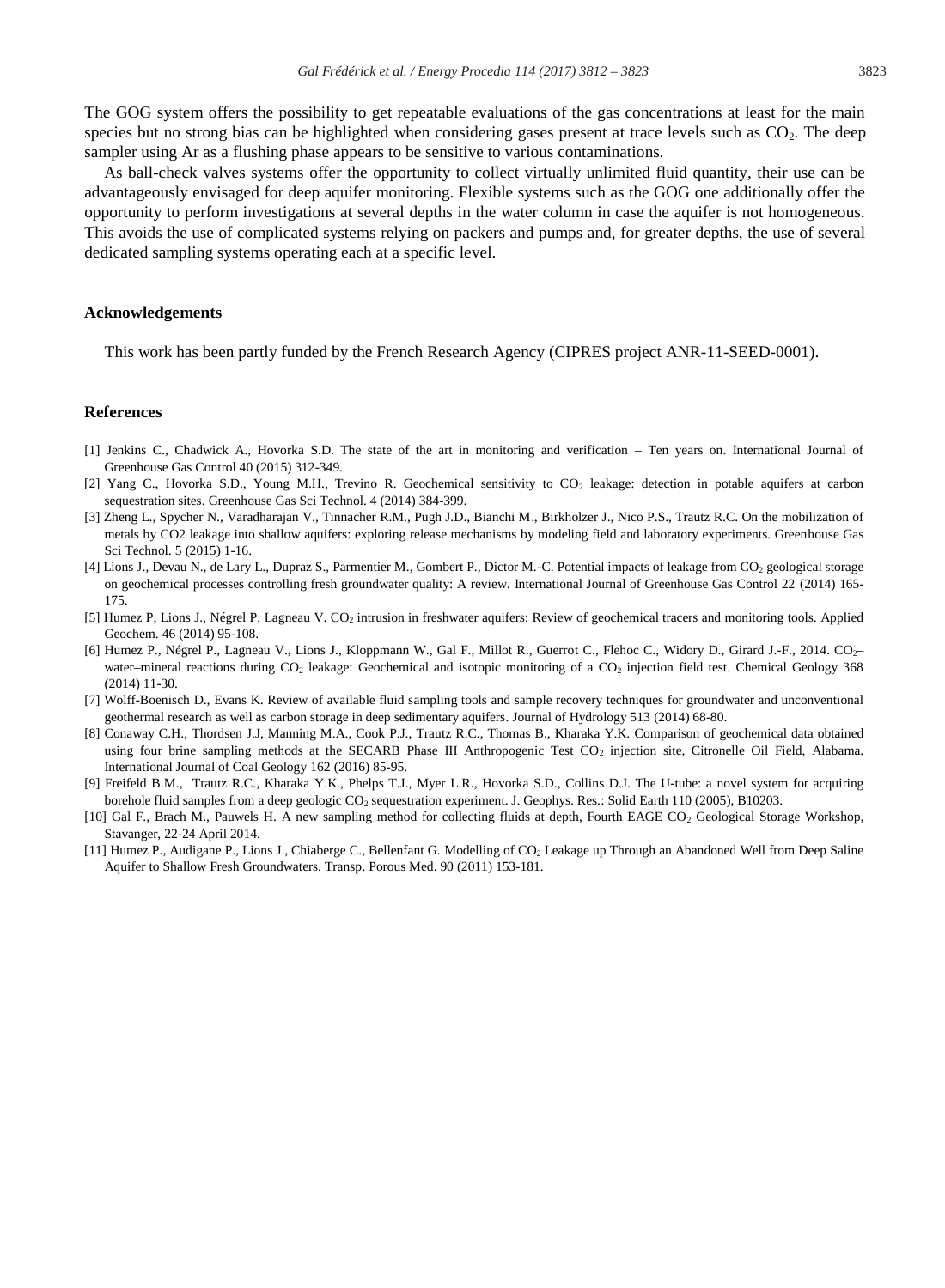The GOG system offers the possibility to get repeatable evaluations of the gas concentrations at least for the main species but no strong bias can be highlighted when considering gases present at trace levels such as $CO_2$. The deep sampler using Ar as a flushing phase appears to be sensitive to various contaminations.

As ball-check valves systems offer the opportunity to collect virtually unlimited fluid quantity, their use can be advantageously envisaged for deep aquifer monitoring. Flexible systems such as the GOG one additionally offer the opportunity to perform investigations at several depths in the water column in case the aquifer is not homogeneous. This avoids the use of complicated systems relying on packers and pumps and, for greater depths, the use of several dedicated sampling systems operating each at a specific level.

## Acknowledgements

This work has been partly funded by the French Research Agency (CIPRES project ANR-11-SEED-0001).

## References

[1] Jenkins C., Chadwick A., Hovorka S.D. The state of the art in monitoring and verification – Ten years on. International Journal of Greenhouse Gas Control 40 (2015) 312-349.

[2] Yang C., Hovorka S.D., Young M.H., Trevino R. Geochemical sensitivity to $CO_2$ leakage: detection in potable aquifers at carbon sequestration sites. Greenhouse Gas Sci Technol. 4 (2014) 384-399.

[3] Zheng L., Spycher N., Varadharajan V., Tinnacher R.M., Pugh J.D., Bianchi M., Birkholzer J., Nico P.S., Trautz R.C. On the mobilization of metals by CO2 leakage into shallow aquifers: exploring release mechanisms by modeling field and laboratory experiments. Greenhouse Gas Sci Technol. 5 (2015) 1-16.

[4] Lions J., Devau N., de Lary L., Dupraz S., Parmentier M., Gombert P., Dictor M.-C. Potential impacts of leakage from $CO_2$ geological storage on geochemical processes controlling fresh groundwater quality: A review. International Journal of Greenhouse Gas Control 22 (2014) 165-175.

[5] Humez P, Lions J., Négrel P, Lagneau V. $CO_2$ intrusion in freshwater aquifers: Review of geochemical tracers and monitoring tools. Applied Geochem. 46 (2014) 95-108.

[6] Humez P., Négrel P., Lagneau V., Lions J., Kloppmann W., Gal F., Millot R., Guerrot C., Flehoc C., Widory D., Girard J.-F., 2014. $CO_2$–water–mineral reactions during $CO_2$ leakage: Geochemical and isotopic monitoring of a $CO_2$ injection field test. Chemical Geology 368 (2014) 11-30.

[7] Wolff-Boenisch D., Evans K. Review of available fluid sampling tools and sample recovery techniques for groundwater and unconventional geothermal research as well as carbon storage in deep sedimentary aquifers. Journal of Hydrology 513 (2014) 68-80.

[8] Conaway C.H., Thordsen J.J, Manning M.A., Cook P.J., Trautz R.C., Thomas B., Kharaka Y.K. Comparison of geochemical data obtained using four brine sampling methods at the SECARB Phase III Anthropogenic Test $CO_2$ injection site, Citronelle Oil Field, Alabama. International Journal of Coal Geology 162 (2016) 85-95.

[9] Freifeld B.M., Trautz R.C., Kharaka Y.K., Phelps T.J., Myer L.R., Hovorka S.D., Collins D.J. The U-tube: a novel system for acquiring borehole fluid samples from a deep geologic $CO_2$ sequestration experiment. J. Geophys. Res.: Solid Earth 110 (2005), B10203.

[10] Gal F., Brach M., Pauwels H. A new sampling method for collecting fluids at depth, Fourth EAGE $CO_2$ Geological Storage Workshop, Stavanger, 22-24 April 2014.

[11] Humez P., Audigane P., Lions J., Chiaberge C., Bellenfant G. Modelling of $CO_2$ Leakage up Through an Abandoned Well from Deep Saline Aquifer to Shallow Fresh Groundwaters. Transp. Porous Med. 90 (2011) 153-181.